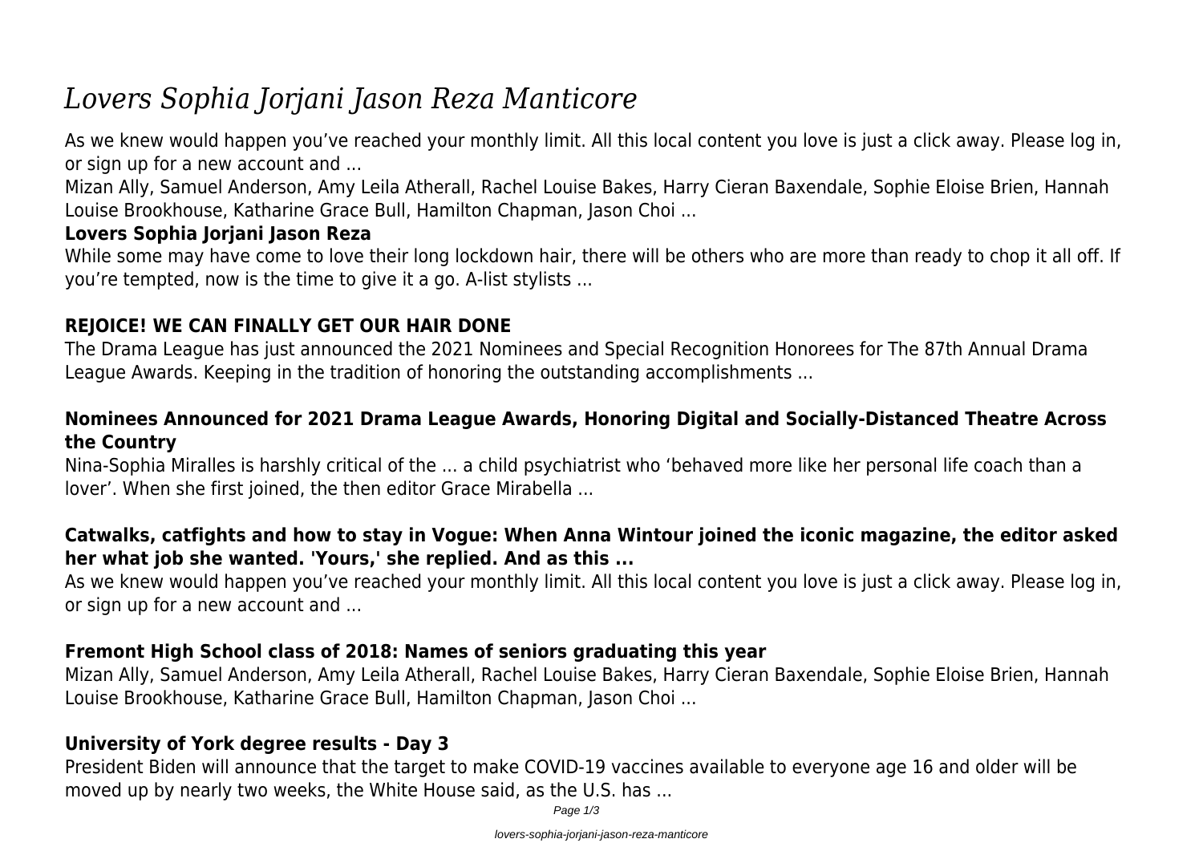# *Lovers Sophia Jorjani Jason Reza Manticore*

As we knew would happen you've reached your monthly limit. All this local content you love is just a click away. Please log in, or sign up for a new account and ...

Mizan Ally, Samuel Anderson, Amy Leila Atherall, Rachel Louise Bakes, Harry Cieran Baxendale, Sophie Eloise Brien, Hannah Louise Brookhouse, Katharine Grace Bull, Hamilton Chapman, Jason Choi ...

### Lovers Sophia Jorjani Jason Reza

While some may have come to love their long lockdown hair, there will be others who are more than ready to chop it all off. If you're tempted, now is the time to give it a go. A-list stylists ...

### REJOICE! WE CAN FINALLY GET OUR HAIR DONE

The Drama League has just announced the 2021 Nominees and Special Recognition Honorees for The 87th Annual Drama League Awards. Keeping in the tradition of honoring the outstanding accomplishments ...

### Nominees Announced for 2021 Drama League Awards, Honoring Digital and Socially-Distanced Theatre Across the Country

Nina-Sophia Miralles is harshly critical of the ... a child psychiatrist who 'behaved more like her personal life coach than a lover'. When she first joined, the then editor Grace Mirabella ...

### Catwalks, catfights and how to stay in Vogue: When Anna Wintour joined the iconic magazine, the editor asked her what job she wanted. 'Yours,' she replied. And as this ...

As we knew would happen you've reached your monthly limit. All this local content you love is just a click away. Please log in, or sign up for a new account and ...

### Fremont High School class of 2018: Names of seniors graduating this year

Mizan Ally, Samuel Anderson, Amy Leila Atherall, Rachel Louise Bakes, Harry Cieran Baxendale, Sophie Eloise Brien, Hannah Louise Brookhouse, Katharine Grace Bull, Hamilton Chapman, Jason Choi ...

### University of York degree results - Day 3

President Biden will announce that the target to make COVID-19 vaccines available to everyone age 16 and older will be moved up by nearly two weeks, the White House said, as the U.S. has ...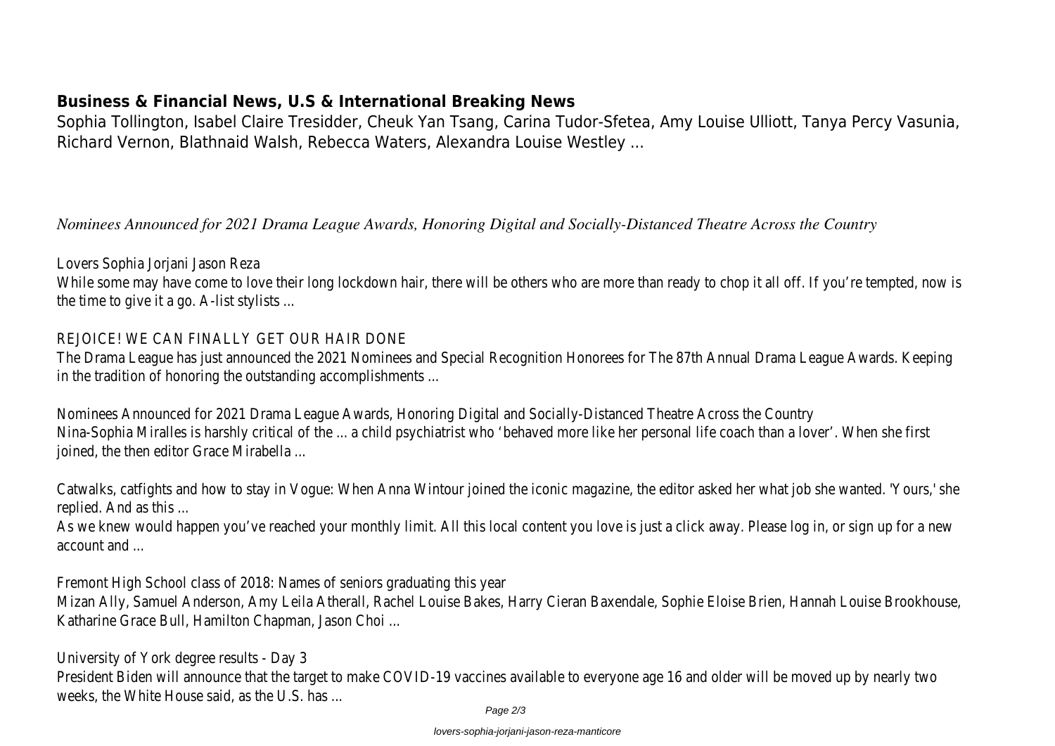## Business & Financial News, U.S & International Breaking News

Sophia Tollington, Isabel Claire Tresidder, Cheuk Yan Tsang, Carina Tudor-Sfetea, Amy Louise Ulliott, Tanya Percy Vasunia, Richard Vernon, Blathnaid Walsh, Rebecca Waters, Alexandra Louise Westley ...

*Nominees Announced for 2021 Drama League Awards, Honoring Digital and Socially-Distanced Theatre Across the Country*

Lovers Sophia Jorjani Jason Reza

While some may have come to love their long lockdown hair, there will be others who are more than ready to chop it all off. If you're tempted, now is the time to give it a go. A-list stylists ...

REJOICE! WE CAN FINALLY GET OUR HAIR DONE

The Drama League has just announced the 2021 Nominees and Special Recognition Honorees for The 87th Annual Drama League Awards. Keeping in the tradition of honoring the outstanding accomplishments ...

Nominees Announced for 2021 Drama League Awards, Honoring Digital and Socially-Distanced Theatre Across the Country

Nina-Sophia Miralles is harshly critical of the ... a child psychiatrist who 'behaved more like her personal life coach than a lover'. When she first joined, the then editor Grace Mirabella ...

Catwalks, catfights and how to stay in Vogue: When Anna Wintour joined the iconic magazine, the editor asked her what job she wanted. 'Yours,' she replied. And as this ...

As we knew would happen you've reached your monthly limit. All this local content you love is just a click away. Please log in, or sign up for a new account and ...

Fremont High School class of 2018: Names of seniors graduating this year

Mizan Ally, Samuel Anderson, Amy Leila Atherall, Rachel Louise Bakes, Harry Cieran Baxendale, Sophie Eloise Brien, Hannah Louise Brookhouse, Katharine Grace Bull, Hamilton Chapman, Jason Choi ...

University of York degree results - Day 3

President Biden will announce that the target to make COVID-19 vaccines available to everyone age 16 and older will be moved up by nearly two weeks, the White House said, as the U.S. has ...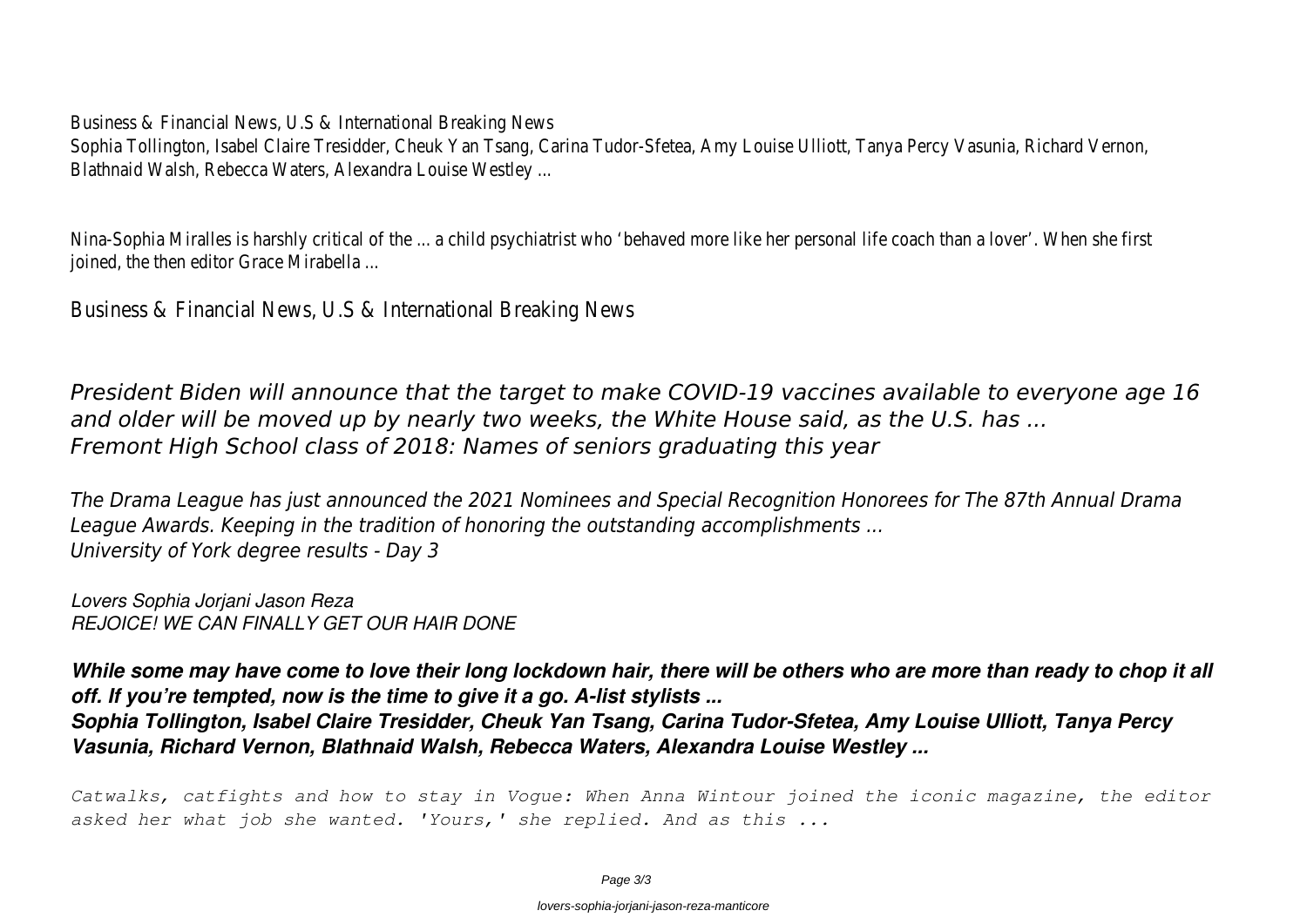Business & Financial News, U.S & International Breaking News
Sophia Tollington, Isabel Claire Tresidder, Cheuk Yan Tsang, Carina Tudor-Sfetea, Amy Louise Ulliott, Tanya Percy Vasunia, Richard Vernon, Blathnaid Walsh, Rebecca Waters, Alexandra Louise Westley ...

Nina-Sophia Miralles is harshly critical of the ... a child psychiatrist who 'behaved more like her personal life coach than a lover'. When she first joined, the then editor Grace Mirabella ...

Business & Financial News, U.S & International Breaking News

*President Biden will announce that the target to make COVID-19 vaccines available to everyone age 16 and older will be moved up by nearly two weeks, the White House said, as the U.S. has ...*
*Fremont High School class of 2018: Names of seniors graduating this year*

*The Drama League has just announced the 2021 Nominees and Special Recognition Honorees for The 87th Annual Drama League Awards. Keeping in the tradition of honoring the outstanding accomplishments ...*
*University of York degree results - Day 3*

*Lovers Sophia Jorjani Jason Reza*
*REJOICE! WE CAN FINALLY GET OUR HAIR DONE*

***While some may have come to love their long lockdown hair, there will be others who are more than ready to chop it all off. If you're tempted, now is the time to give it a go. A-list stylists ...***
***Sophia Tollington, Isabel Claire Tresidder, Cheuk Yan Tsang, Carina Tudor-Sfetea, Amy Louise Ulliott, Tanya Percy Vasunia, Richard Vernon, Blathnaid Walsh, Rebecca Waters, Alexandra Louise Westley ...***

*Catwalks, catfights and how to stay in Vogue: When Anna Wintour joined the iconic magazine, the editor asked her what job she wanted. 'Yours,' she replied. And as this ...*